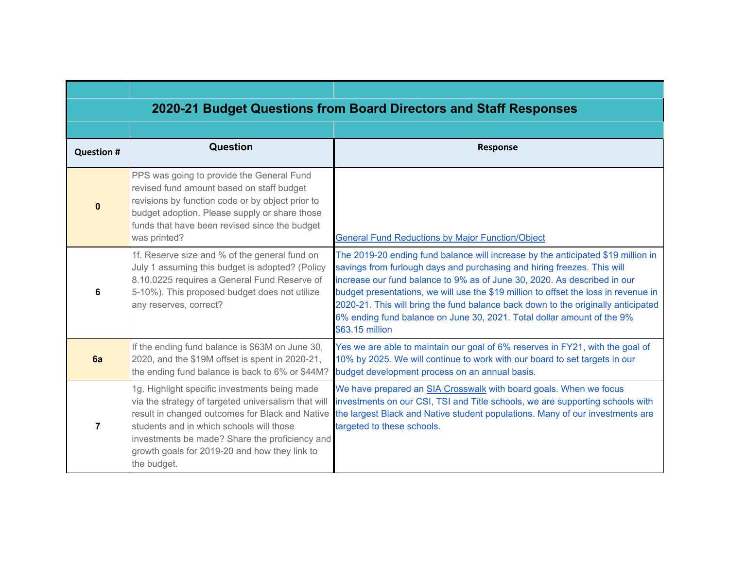# 2020-21 Budget Questions from Board Directors and Staff Responses

| Question # | Question | Response |
|---|---|---|
| 0 | PPS was going to provide the General Fund revised fund amount based on staff budget revisions by function code or by object prior to budget adoption. Please supply or share those funds that have been revised since the budget was printed? | General Fund Reductions by Major Function/Object |
| 6 | 1f. Reserve size and % of the general fund on July 1 assuming this budget is adopted? (Policy 8.10.0225 requires a General Fund Reserve of 5-10%). This proposed budget does not utilize any reserves, correct? | The 2019-20 ending fund balance will increase by the anticipated $19 million in savings from furlough days and purchasing and hiring freezes. This will increase our fund balance to 9% as of June 30, 2020. As described in our budget presentations, we will use the $19 million to offset the loss in revenue in 2020-21. This will bring the fund balance back down to the originally anticipated 6% ending fund balance on June 30, 2021. Total dollar amount of the 9% $63.15 million |
| 6a | If the ending fund balance is $63M on June 30, 2020, and the $19M offset is spent in 2020-21, the ending fund balance is back to 6% or $44M? | Yes we are able to maintain our goal of 6% reserves in FY21, with the goal of 10% by 2025. We will continue to work with our board to set targets in our budget development process on an annual basis. |
| 7 | 1g. Highlight specific investments being made via the strategy of targeted universalism that will result in changed outcomes for Black and Native students and in which schools will those investments be made? Share the proficiency and growth goals for 2019-20 and how they link to the budget. | We have prepared an SIA Crosswalk with board goals. When we focus investments on our CSI, TSI and Title schools, we are supporting schools with the largest Black and Native student populations. Many of our investments are targeted to these schools. |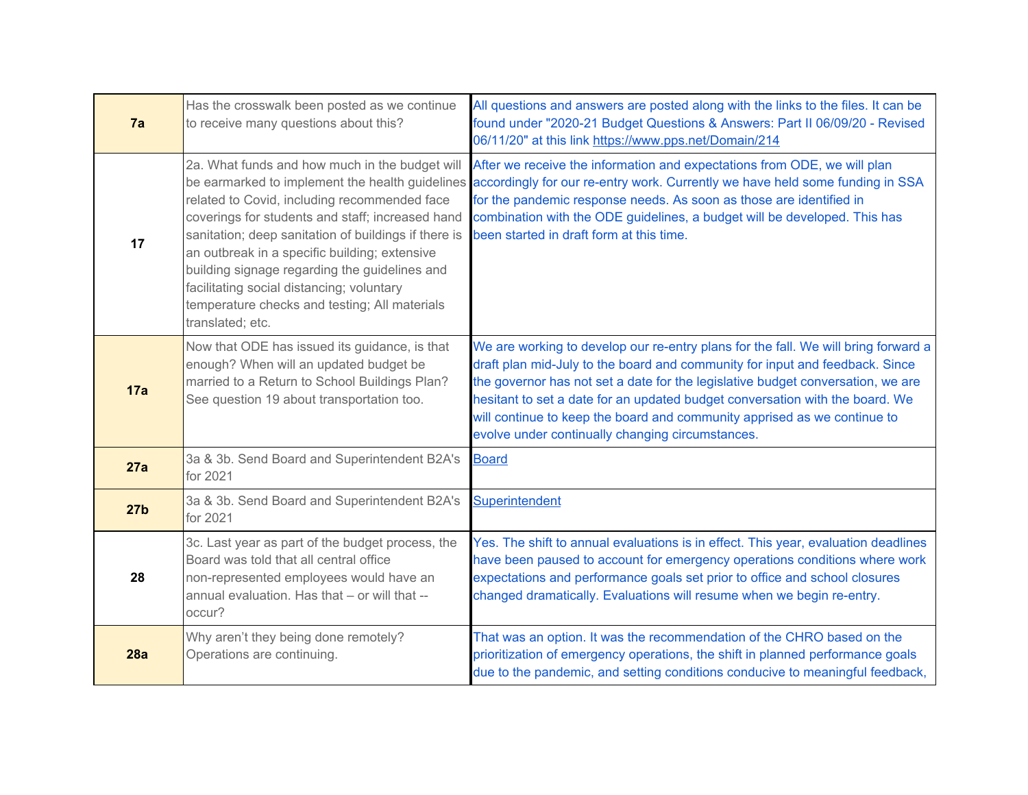| | | |
|---|---|---|
| **7a** | Has the crosswalk been posted as we continue to receive many questions about this? | All questions and answers are posted along with the links to the files. It can be found under "2020-21 Budget Questions & Answers: Part II 06/09/20 - Revised 06/11/20" at this link https://www.pps.net/Domain/214 |
| **17** | 2a. What funds and how much in the budget will be earmarked to implement the health guidelines related to Covid, including recommended face coverings for students and staff; increased hand sanitation; deep sanitation of buildings if there is an outbreak in a specific building; extensive building signage regarding the guidelines and facilitating social distancing; voluntary temperature checks and testing; All materials translated; etc. | After we receive the information and expectations from ODE, we will plan accordingly for our re-entry work. Currently we have held some funding in SSA for the pandemic response needs. As soon as those are identified in combination with the ODE guidelines, a budget will be developed. This has been started in draft form at this time. |
| **17a** | Now that ODE has issued its guidance, is that enough? When will an updated budget be married to a Return to School Buildings Plan? See question 19 about transportation too. | We are working to develop our re-entry plans for the fall. We will bring forward a draft plan mid-July to the board and community for input and feedback. Since the governor has not set a date for the legislative budget conversation, we are hesitant to set a date for an updated budget conversation with the board. We will continue to keep the board and community apprised as we continue to evolve under continually changing circumstances. |
| **27a** | 3a & 3b. Send Board and Superintendent B2A's for 2021 | Board |
| **27b** | 3a & 3b. Send Board and Superintendent B2A's for 2021 | Superintendent |
| **28** | 3c. Last year as part of the budget process, the Board was told that all central office non-represented employees would have an annual evaluation. Has that – or will that -- occur? | Yes. The shift to annual evaluations is in effect. This year, evaluation deadlines have been paused to account for emergency operations conditions where work expectations and performance goals set prior to office and school closures changed dramatically. Evaluations will resume when we begin re-entry. |
| **28a** | Why aren't they being done remotely? Operations are continuing. | That was an option. It was the recommendation of the CHRO based on the prioritization of emergency operations, the shift in planned performance goals due to the pandemic, and setting conditions conducive to meaningful feedback, |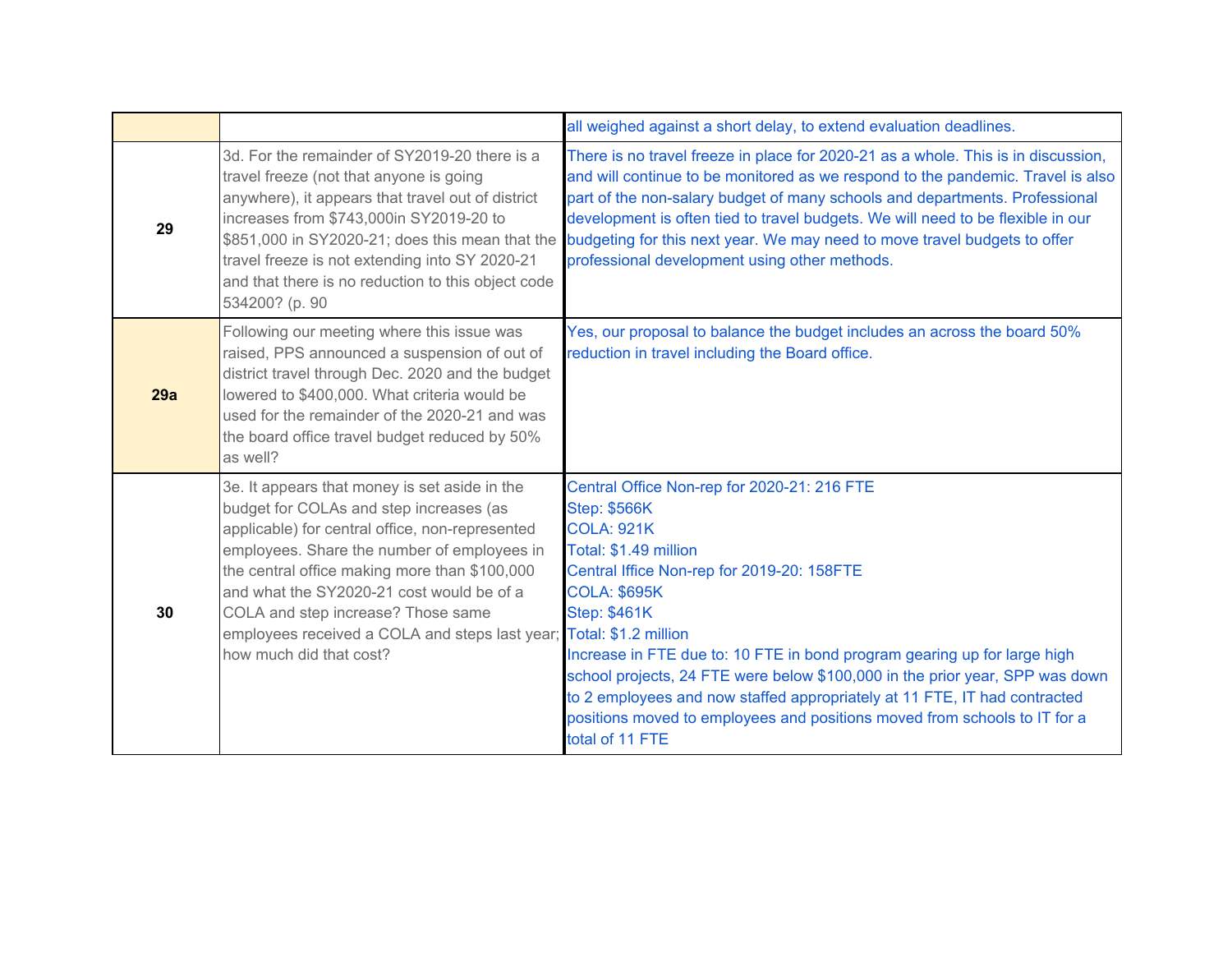| | | |
|---|---|---|
| | | all weighed against a short delay, to extend evaluation deadlines. |
| **29** | 3d. For the remainder of SY2019-20 there is a travel freeze (not that anyone is going anywhere), it appears that travel out of district increases from $743,000in SY2019-20 to $851,000 in SY2020-21; does this mean that the travel freeze is not extending into SY 2020-21 and that there is no reduction to this object code 534200? (p. 90 | There is no travel freeze in place for 2020-21 as a whole. This is in discussion, and will continue to be monitored as we respond to the pandemic. Travel is also part of the non-salary budget of many schools and departments. Professional development is often tied to travel budgets. We will need to be flexible in our budgeting for this next year. We may need to move travel budgets to offer professional development using other methods. |
| **29a** | Following our meeting where this issue was raised, PPS announced a suspension of out of district travel through Dec. 2020 and the budget lowered to $400,000. What criteria would be used for the remainder of the 2020-21 and was the board office travel budget reduced by 50% as well? | Yes, our proposal to balance the budget includes an across the board 50% reduction in travel including the Board office. |
| **30** | 3e. It appears that money is set aside in the budget for COLAs and step increases (as applicable) for central office, non-represented employees. Share the number of employees in the central office making more than $100,000 and what the SY2020-21 cost would be of a COLA and step increase? Those same employees received a COLA and steps last year; how much did that cost? | Central Office Non-rep for 2020-21: 216 FTE<br>Step: $566K<br>COLA: 921K<br>Total: $1.49 million<br>Central Iffice Non-rep for 2019-20: 158FTE<br>COLA: $695K<br>Step: $461K<br>Total: $1.2 million<br>Increase in FTE due to: 10 FTE in bond program gearing up for large high school projects, 24 FTE were below $100,000 in the prior year, SPP was down to 2 employees and now staffed appropriately at 11 FTE, IT had contracted positions moved to employees and positions moved from schools to IT for a total of 11 FTE |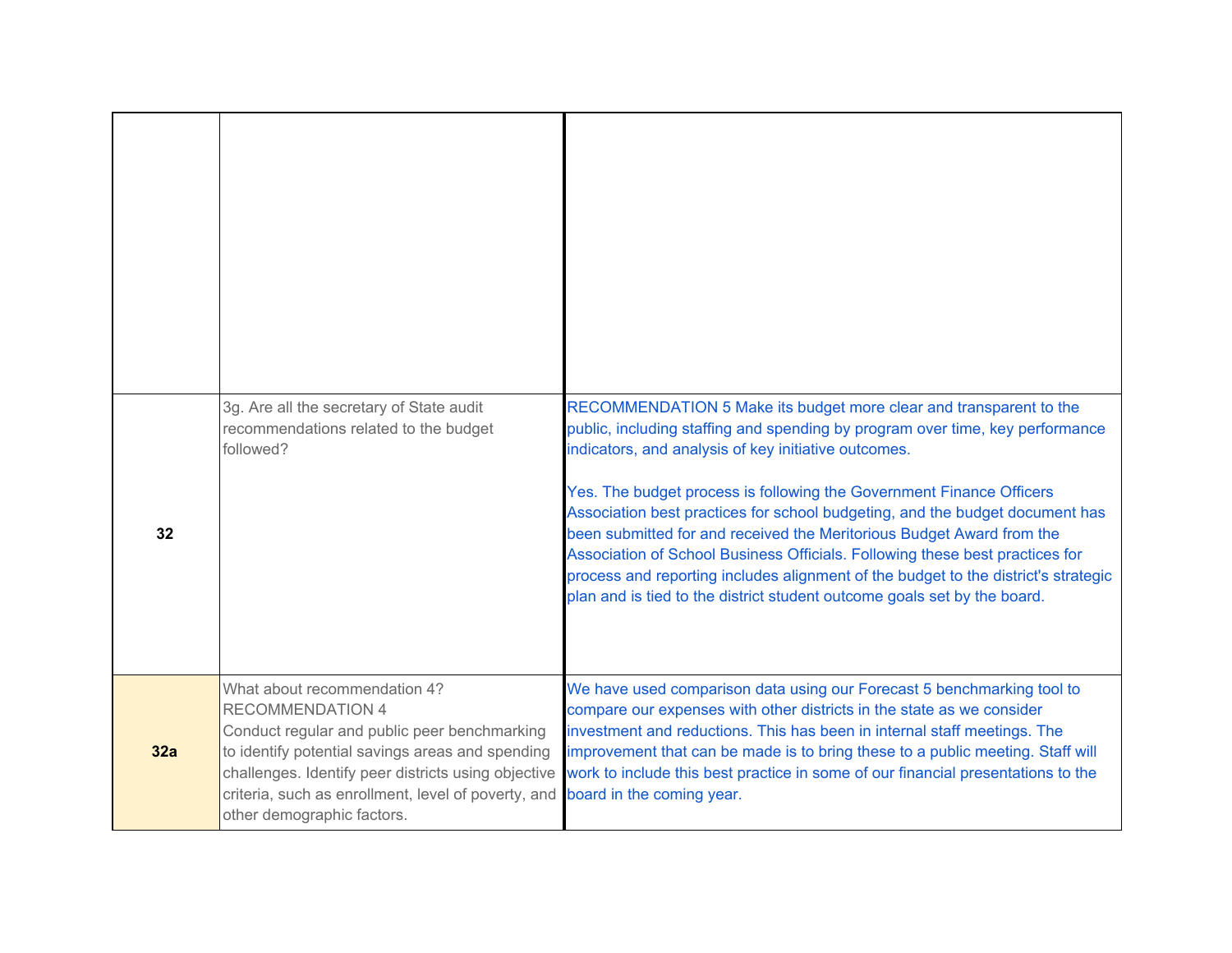| | | |
|---|---|---|
| | | |
| 32 | 3g. Are all the secretary of State audit recommendations related to the budget followed? | RECOMMENDATION 5 Make its budget more clear and transparent to the public, including staffing and spending by program over time, key performance indicators, and analysis of key initiative outcomes.<br><br>Yes. The budget process is following the Government Finance Officers Association best practices for school budgeting, and the budget document has been submitted for and received the Meritorious Budget Award from the Association of School Business Officials. Following these best practices for process and reporting includes alignment of the budget to the district's strategic plan and is tied to the district student outcome goals set by the board. |
| **32a** | What about recommendation 4?<br>RECOMMENDATION 4<br>Conduct regular and public peer benchmarking to identify potential savings areas and spending challenges. Identify peer districts using objective criteria, such as enrollment, level of poverty, and other demographic factors. | We have used comparison data using our Forecast 5 benchmarking tool to compare our expenses with other districts in the state as we consider investment and reductions. This has been in internal staff meetings. The improvement that can be made is to bring these to a public meeting. Staff will work to include this best practice in some of our financial presentations to the board in the coming year. |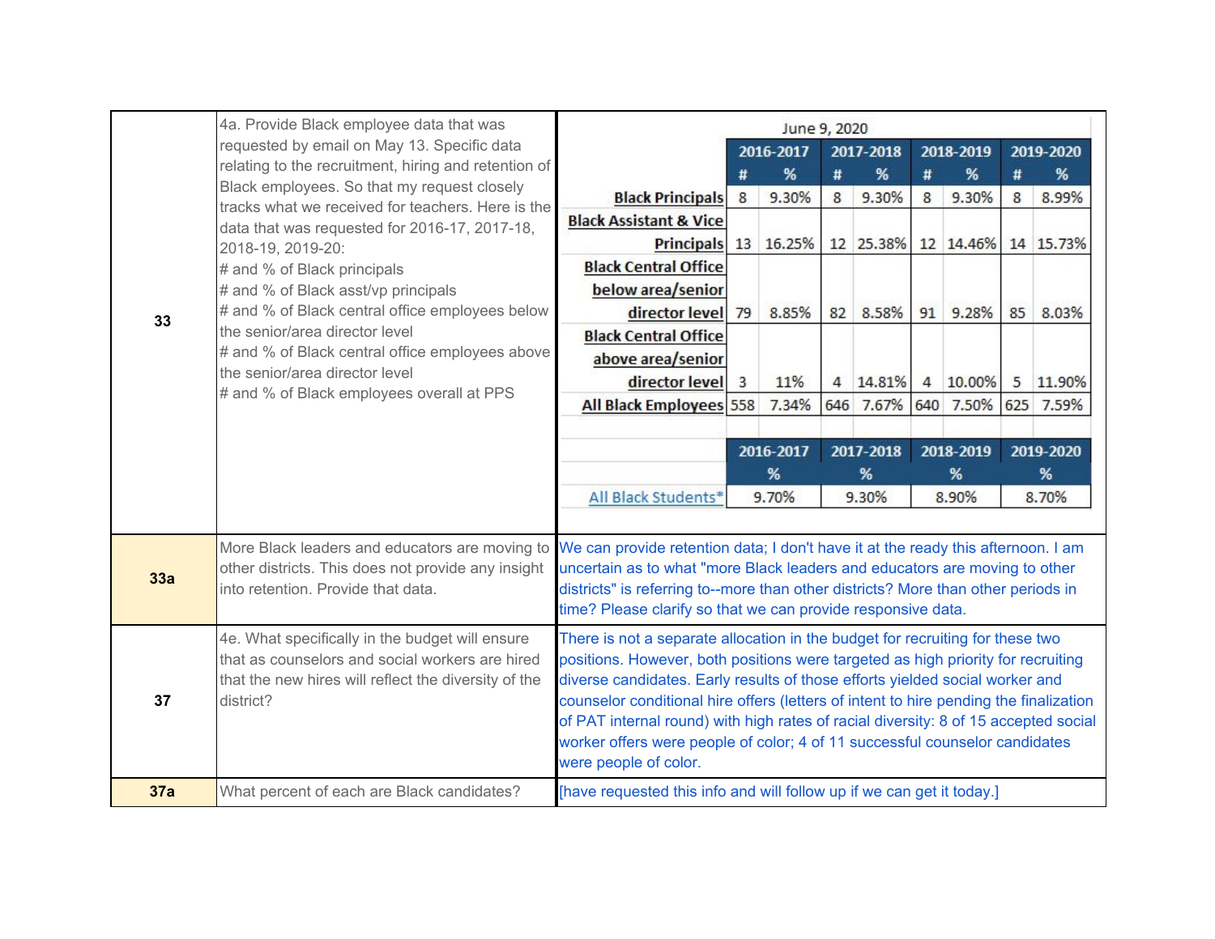| | | |
|---|---|---|
| 33 | 4a. Provide Black employee data that was requested by email on May 13. Specific data relating to the recruitment, hiring and retention of Black employees. So that my request closely tracks what we received for teachers. Here is the data that was requested for 2016-17, 2017-18, 2018-19, 2019-20:<br># and % of Black principals<br># and % of Black asst/vp principals<br># and % of Black central office employees below the senior/area director level<br># and % of Black central office employees above the senior/area director level<br># and % of Black employees overall at PPS | (see table below) |
| 33a | More Black leaders and educators are moving to other districts. This does not provide any insight into retention. Provide that data. | We can provide retention data; I don't have it at the ready this afternoon. I am uncertain as to what "more Black leaders and educators are moving to other districts" is referring to--more than other districts? More than other periods in time? Please clarify so that we can provide responsive data. |
| 37 | 4e. What specifically in the budget will ensure that as counselors and social workers are hired that the new hires will reflect the diversity of the district? | There is not a separate allocation in the budget for recruiting for these two positions. However, both positions were targeted as high priority for recruiting diverse candidates. Early results of those efforts yielded social worker and counselor conditional hire offers (letters of intent to hire pending the finalization of PAT internal round) with high rates of racial diversity: 8 of 15 accepted social worker offers were people of color; 4 of 11 successful counselor candidates were people of color. |
| 37a | What percent of each are Black candidates? | [have requested this info and will follow up if we can get it today.] |

June 9, 2020

| | 2016-2017 | | 2017-2018 | | 2018-2019 | | 2019-2020 | |
|---|---|---|---|---|---|---|---|---|
| | # | % | # | % | # | % | # | % |
| **Black Principals** | 8 | 9.30% | 8 | 9.30% | 8 | 9.30% | 8 | 8.99% |
| **Black Assistant & Vice Principals** | 13 | 16.25% | 12 | 25.38% | 12 | 14.46% | 14 | 15.73% |
| **Black Central Office below area/senior director level** | 79 | 8.85% | 82 | 8.58% | 91 | 9.28% | 85 | 8.03% |
| **Black Central Office above area/senior director level** | 3 | 11% | 4 | 14.81% | 4 | 10.00% | 5 | 11.90% |
| **All Black Employees** | 558 | 7.34% | 646 | 7.67% | 640 | 7.50% | 625 | 7.59% |

| | 2016-2017 | 2017-2018 | 2018-2019 | 2019-2020 |
|---|---|---|---|---|
| | % | % | % | % |
| All Black Students* | 9.70% | 9.30% | 8.90% | 8.70% |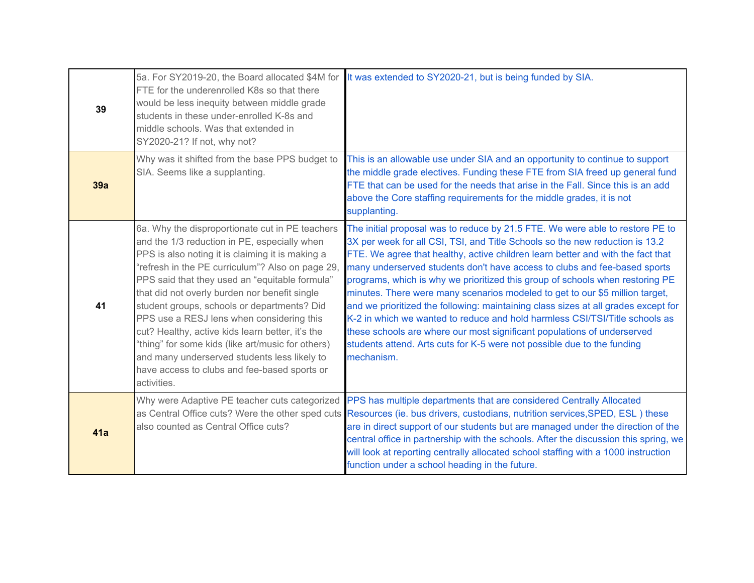| | | |
|---|---|---|
| **39** | 5a. For SY2019-20, the Board allocated $4M for FTE for the underenrolled K8s so that there would be less inequity between middle grade students in these under-enrolled K-8s and middle schools. Was that extended in SY2020-21? If not, why not? | It was extended to SY2020-21, but is being funded by SIA. |
| **39a** | Why was it shifted from the base PPS budget to SIA. Seems like a supplanting. | This is an allowable use under SIA and an opportunity to continue to support the middle grade electives. Funding these FTE from SIA freed up general fund FTE that can be used for the needs that arise in the Fall. Since this is an add above the Core staffing requirements for the middle grades, it is not supplanting. |
| **41** | 6a. Why the disproportionate cut in PE teachers and the 1/3 reduction in PE, especially when PPS is also noting it is claiming it is making a "refresh in the PE curriculum"? Also on page 29, PPS said that they used an "equitable formula" that did not overly burden nor benefit single student groups, schools or departments? Did PPS use a RESJ lens when considering this cut? Healthy, active kids learn better, it's the "thing" for some kids (like art/music for others) and many underserved students less likely to have access to clubs and fee-based sports or activities. | The initial proposal was to reduce by 21.5 FTE. We were able to restore PE to 3X per week for all CSI, TSI, and Title Schools so the new reduction is 13.2 FTE. We agree that healthy, active children learn better and with the fact that many underserved students don't have access to clubs and fee-based sports programs, which is why we prioritized this group of schools when restoring PE minutes. There were many scenarios modeled to get to our $5 million target, and we prioritized the following: maintaining class sizes at all grades except for K-2 in which we wanted to reduce and hold harmless CSI/TSI/Title schools as these schools are where our most significant populations of underserved students attend. Arts cuts for K-5 were not possible due to the funding mechanism. |
| **41a** | Why were Adaptive PE teacher cuts categorized as Central Office cuts? Were the other sped cuts also counted as Central Office cuts? | PPS has multiple departments that are considered Centrally Allocated Resources (ie. bus drivers, custodians, nutrition services,SPED, ESL ) these are in direct support of our students but are managed under the direction of the central office in partnership with the schools. After the discussion this spring, we will look at reporting centrally allocated school staffing with a 1000 instruction function under a school heading in the future. |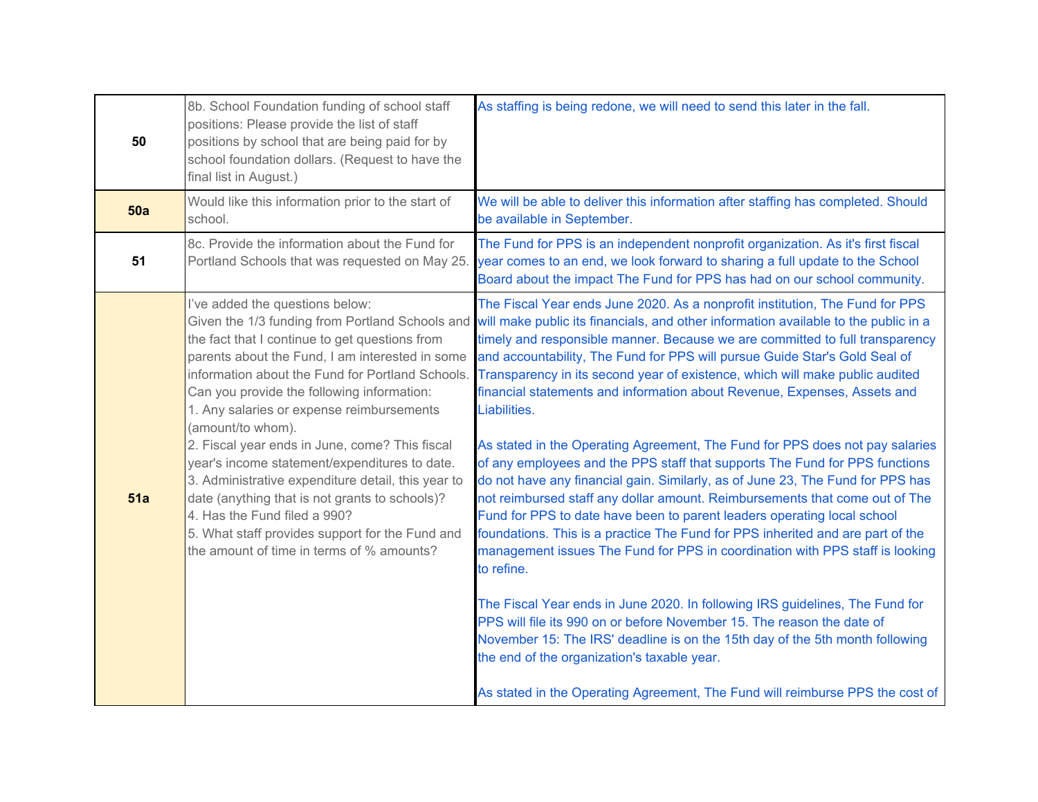| | | |
|---|---|---|
| **50** | 8b. School Foundation funding of school staff positions: Please provide the list of staff positions by school that are being paid for by school foundation dollars. (Request to have the final list in August.) | As staffing is being redone, we will need to send this later in the fall. |
| **50a** | Would like this information prior to the start of school. | We will be able to deliver this information after staffing has completed. Should be available in September. |
| **51** | 8c. Provide the information about the Fund for Portland Schools that was requested on May 25. | The Fund for PPS is an independent nonprofit organization. As it's first fiscal year comes to an end, we look forward to sharing a full update to the School Board about the impact The Fund for PPS has had on our school community. |
| **51a** | I've added the questions below:<br>Given the 1/3 funding from Portland Schools and the fact that I continue to get questions from parents about the Fund, I am interested in some information about the Fund for Portland Schools. Can you provide the following information:<br>1. Any salaries or expense reimbursements (amount/to whom).<br>2. Fiscal year ends in June, come? This fiscal year's income statement/expenditures to date.<br>3. Administrative expenditure detail, this year to date (anything that is not grants to schools)?<br>4. Has the Fund filed a 990?<br>5. What staff provides support for the Fund and the amount of time in terms of % amounts? | The Fiscal Year ends June 2020. As a nonprofit institution, The Fund for PPS will make public its financials, and other information available to the public in a timely and responsible manner. Because we are committed to full transparency and accountability, The Fund for PPS will pursue Guide Star's Gold Seal of Transparency in its second year of existence, which will make public audited financial statements and information about Revenue, Expenses, Assets and Liabilities.<br><br>As stated in the Operating Agreement, The Fund for PPS does not pay salaries of any employees and the PPS staff that supports The Fund for PPS functions do not have any financial gain. Similarly, as of June 23, The Fund for PPS has not reimbursed staff any dollar amount. Reimbursements that come out of The Fund for PPS to date have been to parent leaders operating local school foundations. This is a practice The Fund for PPS inherited and are part of the management issues The Fund for PPS in coordination with PPS staff is looking to refine.<br><br>The Fiscal Year ends in June 2020. In following IRS guidelines, The Fund for PPS will file its 990 on or before November 15. The reason the date of November 15: The IRS' deadline is on the 15th day of the 5th month following the end of the organization's taxable year.<br><br>As stated in the Operating Agreement, The Fund will reimburse PPS the cost of |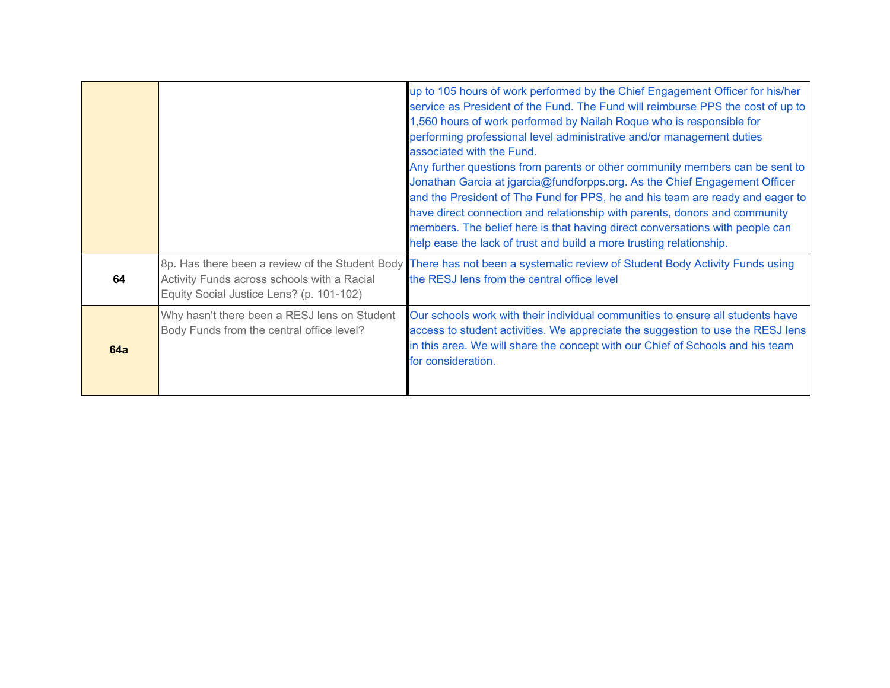| | | |
|---|---|---|
| | | up to 105 hours of work performed by the Chief Engagement Officer for his/her service as President of the Fund. The Fund will reimburse PPS the cost of up to 1,560 hours of work performed by Nailah Roque who is responsible for performing professional level administrative and/or management duties associated with the Fund.<br>Any further questions from parents or other community members can be sent to Jonathan Garcia at jgarcia@fundforpps.org. As the Chief Engagement Officer and the President of The Fund for PPS, he and his team are ready and eager to have direct connection and relationship with parents, donors and community members. The belief here is that having direct conversations with people can help ease the lack of trust and build a more trusting relationship. |
| **64** | 8p. Has there been a review of the Student Body Activity Funds across schools with a Racial Equity Social Justice Lens? (p. 101-102) | There has not been a systematic review of Student Body Activity Funds using the RESJ lens from the central office level |
| **64a** | Why hasn't there been a RESJ lens on Student Body Funds from the central office level? | Our schools work with their individual communities to ensure all students have access to student activities. We appreciate the suggestion to use the RESJ lens in this area. We will share the concept with our Chief of Schools and his team for consideration. |